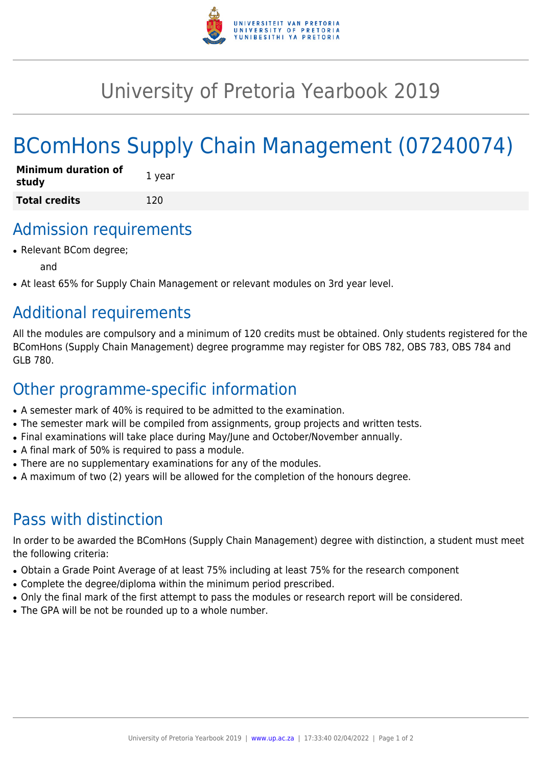# University of Pretoria Yearbook 2019

# BComHons Supply Chain Management (07240074)

| **Minimum duration of study** | 1 year |
|---|---|
| **Total credits** | 120 |

## Admission requirements

- Relevant BCom degree;

  and

- At least 65% for Supply Chain Management or relevant modules on 3rd year level.

## Additional requirements

All the modules are compulsory and a minimum of 120 credits must be obtained. Only students registered for the BComHons (Supply Chain Management) degree programme may register for OBS 782, OBS 783, OBS 784 and GLB 780.

## Other programme-specific information

- A semester mark of 40% is required to be admitted to the examination.
- The semester mark will be compiled from assignments, group projects and written tests.
- Final examinations will take place during May/June and October/November annually.
- A final mark of 50% is required to pass a module.
- There are no supplementary examinations for any of the modules.
- A maximum of two (2) years will be allowed for the completion of the honours degree.

## Pass with distinction

In order to be awarded the BComHons (Supply Chain Management) degree with distinction, a student must meet the following criteria:

- Obtain a Grade Point Average of at least 75% including at least 75% for the research component
- Complete the degree/diploma within the minimum period prescribed.
- Only the final mark of the first attempt to pass the modules or research report will be considered.
- The GPA will be not be rounded up to a whole number.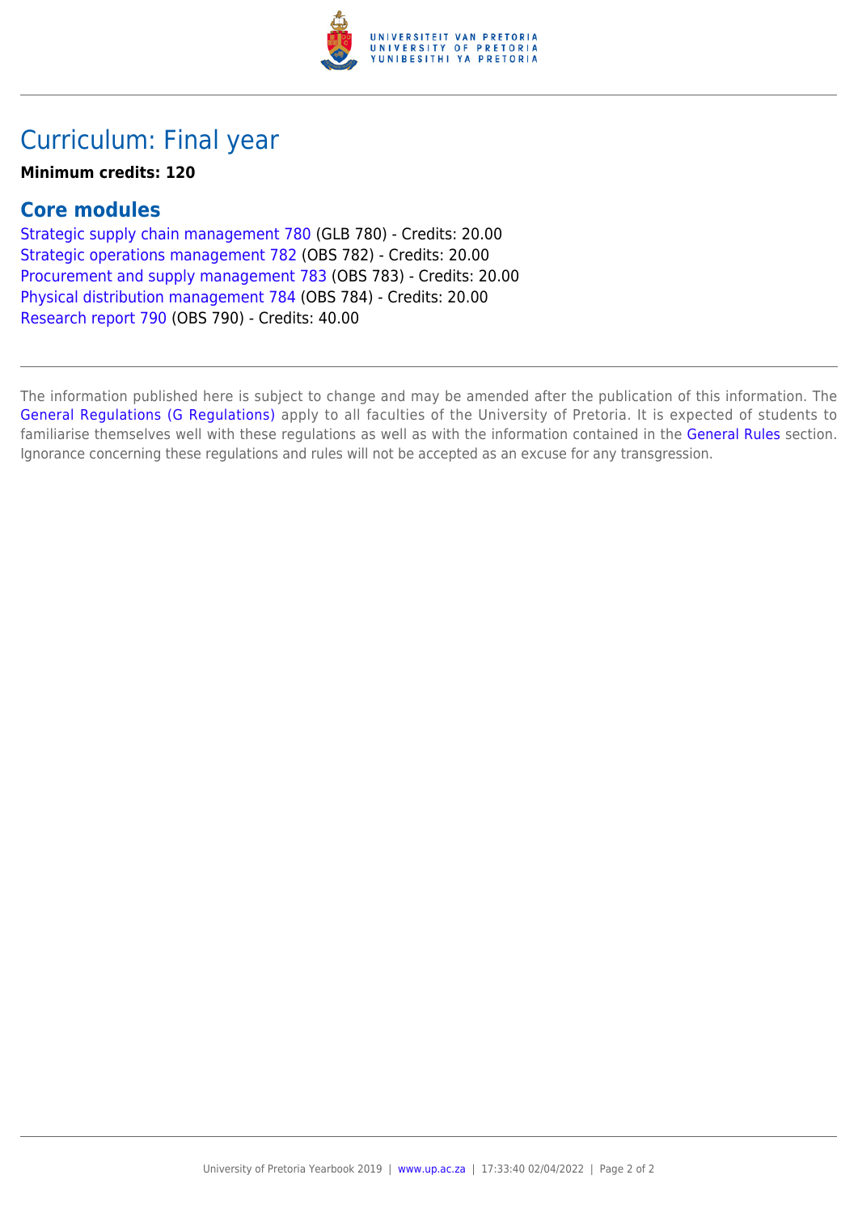# Curriculum: Final year

**Minimum credits: 120**

## Core modules

Strategic supply chain management 780 (GLB 780) - Credits: 20.00
Strategic operations management 782 (OBS 782) - Credits: 20.00
Procurement and supply management 783 (OBS 783) - Credits: 20.00
Physical distribution management 784 (OBS 784) - Credits: 20.00
Research report 790 (OBS 790) - Credits: 40.00

The information published here is subject to change and may be amended after the publication of this information. The General Regulations (G Regulations) apply to all faculties of the University of Pretoria. It is expected of students to familiarise themselves well with these regulations as well as with the information contained in the General Rules section. Ignorance concerning these regulations and rules will not be accepted as an excuse for any transgression.